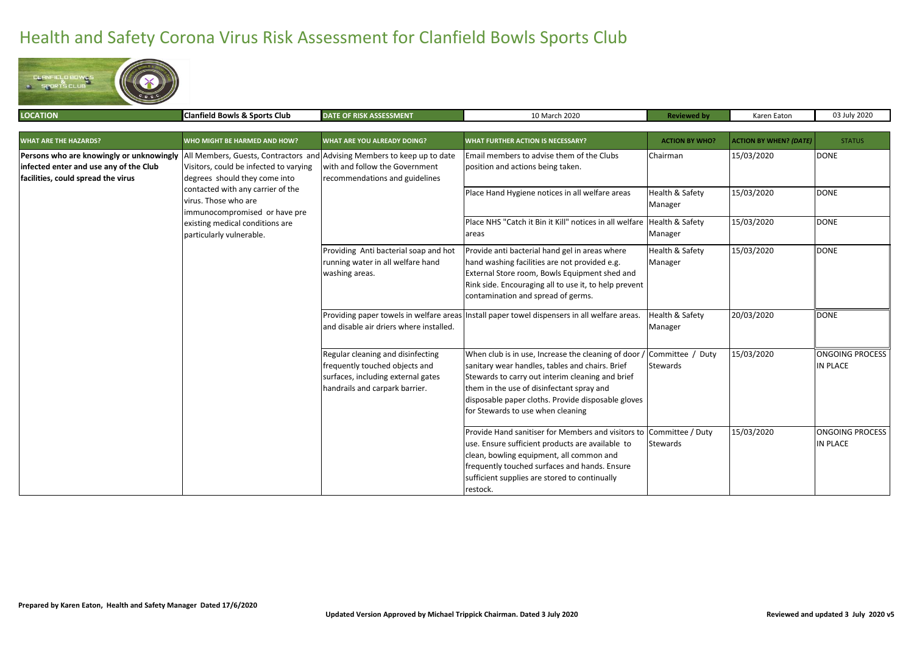# Health and Safety Corona Virus Risk Assessment for Clanfield Bowls Sports Club

| LOCATION | Clanfield Bowls & Sports Club | DATE OF RISK ASSESSMENT | 10 March 2020 | Reviewed by | Karen Eaton | 03 July 2020 |
|---|---|---|---|---|---|---|

| WHAT ARE THE HAZARDS? | WHO MIGHT BE HARMED AND HOW? | WHAT ARE YOU ALREADY DOING? | WHAT FURTHER ACTION IS NECESSARY? | ACTION BY WHO? | ACTION BY WHEN? *(DATE)* | STATUS |
|---|---|---|---|---|---|---|
| **Persons who are knowingly or unknowingly infected enter and use any of the Club facilities, could spread the virus** | All Members, Guests, Contractors and Visitors, could be infected to varying degrees should they come into contacted with any carrier of the virus. Those who are immunocompromised or have pre existing medical conditions are particularly vulnerable. | Advising Members to keep up to date with and follow the Government recommendations and guidelines | Email members to advise them of the Clubs position and actions being taken. | Chairman | 15/03/2020 | DONE |
| | | | Place Hand Hygiene notices in all welfare areas | Health & Safety Manager | 15/03/2020 | DONE |
| | | | Place NHS "Catch it Bin it Kill" notices in all welfare areas | Health & Safety Manager | 15/03/2020 | DONE |
| | | Providing Anti bacterial soap and hot running water in all welfare hand washing areas. | Provide anti bacterial hand gel in areas where hand washing facilities are not provided e.g. External Store room, Bowls Equipment shed and Rink side. Encouraging all to use it, to help prevent contamination and spread of germs. | Health & Safety Manager | 15/03/2020 | DONE |
| | | Providing paper towels in welfare areas and disable air driers where installed. | Install paper towel dispensers in all welfare areas. | Health & Safety Manager | 20/03/2020 | DONE |
| | | Regular cleaning and disinfecting frequently touched objects and surfaces, including external gates handrails and carpark barrier. | When club is in use, Increase the cleaning of door / sanitary wear handles, tables and chairs. Brief Stewards to carry out interim cleaning and brief them in the use of disinfectant spray and disposable paper cloths. Provide disposable gloves for Stewards to use when cleaning | Committee / Duty Stewards | 15/03/2020 | ONGOING PROCESS IN PLACE |
| | | | Provide Hand sanitiser for Members and visitors to use. Ensure sufficient products are available to clean, bowling equipment, all common and frequently touched surfaces and hands. Ensure sufficient supplies are stored to continually restock. | Committee / Duty Stewards | 15/03/2020 | ONGOING PROCESS IN PLACE |

**Prepared by Karen Eaton, Health and Safety Manager Dated 17/6/2020**

**Updated Version Approved by Michael Trippick Chairman. Dated 3 July 2020**

**Reviewed and updated 3 July 2020 v5**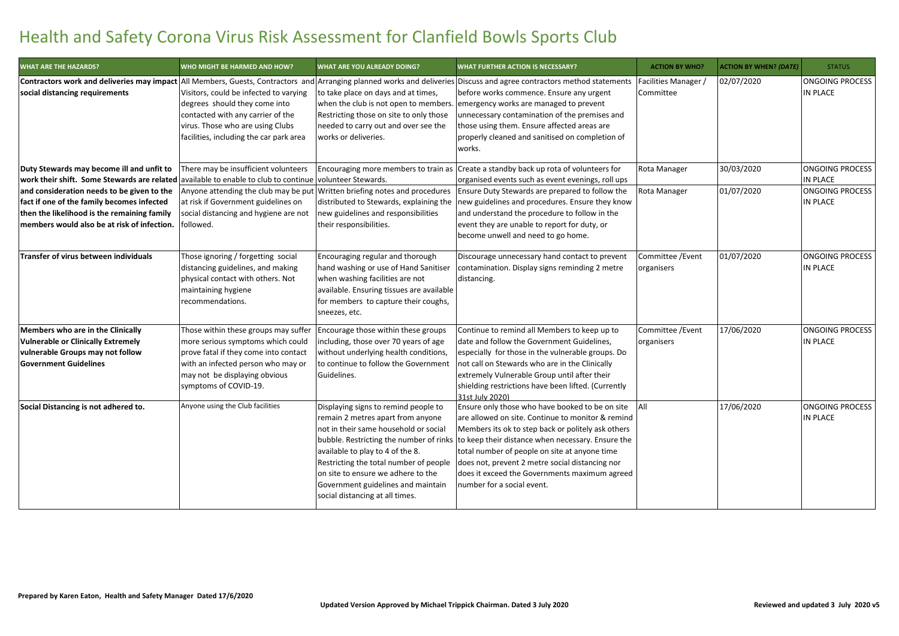# Health and Safety Corona Virus Risk Assessment for Clanfield Bowls Sports Club

| WHAT ARE THE HAZARDS? | WHO MIGHT BE HARMED AND HOW? | WHAT ARE YOU ALREADY DOING? | WHAT FURTHER ACTION IS NECESSARY? | ACTION BY WHO? | ACTION BY WHEN? *(DATE)* | STATUS |
|---|---|---|---|---|---|---|
| **Contractors work and deliveries may impact social distancing requirements** | All Members, Guests, Contractors and Visitors, could be infected to varying degrees should they come into contacted with any carrier of the virus. Those who are using Clubs facilities, including the car park area | Arranging planned works and deliveries to take place on days and at times, when the club is not open to members. Restricting those on site to only those needed to carry out and over see the works or deliveries. | Discuss and agree contractors method statements before works commence. Ensure any urgent emergency works are managed to prevent unnecessary contamination of the premises and those using them. Ensure affected areas are properly cleaned and sanitised on completion of works. | Facilities Manager / Committee | 02/07/2020 | ONGOING PROCESS IN PLACE |
| **Duty Stewards may become ill and unfit to work their shift. Some Stewards are related and consideration needs to be given to the fact if one of the family becomes infected then the likelihood is the remaining family members would also be at risk of infection.** | There may be insufficient volunteers available to enable to club to continue | Encouraging more members to train as volunteer Stewards. | Create a standby back up rota of volunteers for organised events such as event evenings, roll ups | Rota Manager | 30/03/2020 | ONGOING PROCESS IN PLACE |
| | Anyone attending the club may be put at risk if Government guidelines on social distancing and hygiene are not followed. | Written briefing notes and procedures distributed to Stewards, explaining the new guidelines and responsibilities their responsibilities. | Ensure Duty Stewards are prepared to follow the new guidelines and procedures. Ensure they know and understand the procedure to follow in the event they are unable to report for duty, or become unwell and need to go home. | Rota Manager | 01/07/2020 | ONGOING PROCESS IN PLACE |
| **Transfer of virus between individuals** | Those ignoring / forgetting social distancing guidelines, and making physical contact with others. Not maintaining hygiene recommendations. | Encouraging regular and thorough hand washing or use of Hand Sanitiser when washing facilities are not available. Ensuring tissues are available for members to capture their coughs, sneezes, etc. | Discourage unnecessary hand contact to prevent contamination. Display signs reminding 2 metre distancing. | Committee /Event organisers | 01/07/2020 | ONGOING PROCESS IN PLACE |
| **Members who are in the Clinically Vulnerable or Clinically Extremely vulnerable Groups may not follow Government Guidelines** | Those within these groups may suffer more serious symptoms which could prove fatal if they come into contact with an infected person who may or may not be displaying obvious symptoms of COVID-19. | Encourage those within these groups including, those over 70 years of age without underlying health conditions, to continue to follow the Government Guidelines. | Continue to remind all Members to keep up to date and follow the Government Guidelines, especially for those in the vulnerable groups. Do not call on Stewards who are in the Clinically extremely Vulnerable Group until after their shielding restrictions have been lifted. (Currently 31st July 2020) | Committee /Event organisers | 17/06/2020 | ONGOING PROCESS IN PLACE |
| **Social Distancing is not adhered to.** | Anyone using the Club facilities | Displaying signs to remind people to remain 2 metres apart from anyone not in their same household or social bubble. Restricting the number of rinks available to play to 4 of the 8. Restricting the total number of people on site to ensure we adhere to the Government guidelines and maintain social distancing at all times. | Ensure only those who have booked to be on site are allowed on site. Continue to monitor & remind Members its ok to step back or politely ask others to keep their distance when necessary. Ensure the total number of people on site at anyone time does not, prevent 2 metre social distancing nor does it exceed the Governments maximum agreed number for a social event. | All | 17/06/2020 | ONGOING PROCESS IN PLACE |

**Prepared by Karen Eaton, Health and Safety Manager Dated 17/6/2020**

**Updated Version Approved by Michael Trippick Chairman. Dated 3 July 2020**

**Reviewed and updated 3 July 2020 v5**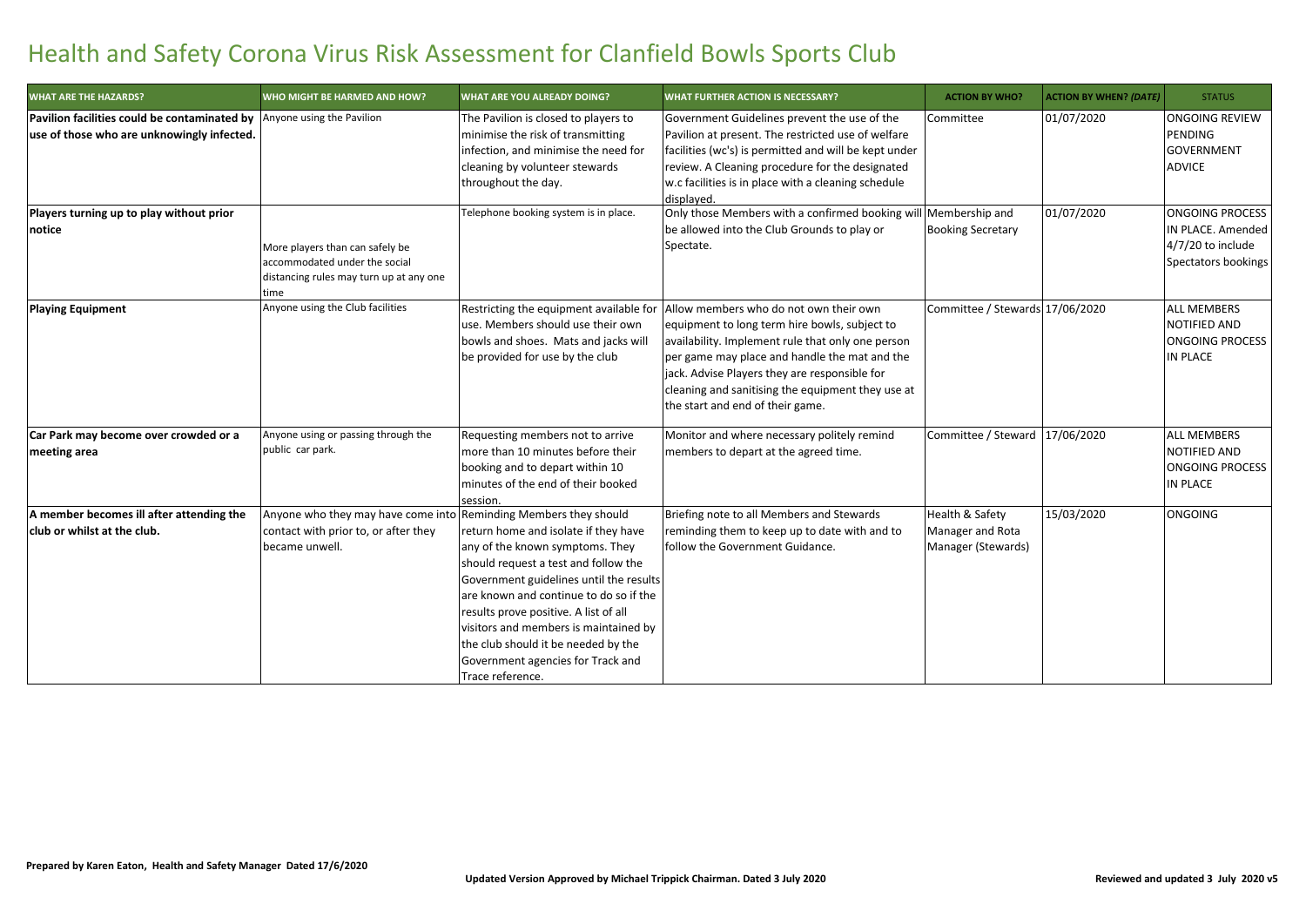# Health and Safety Corona Virus Risk Assessment for Clanfield Bowls Sports Club

| WHAT ARE THE HAZARDS? | WHO MIGHT BE HARMED AND HOW? | WHAT ARE YOU ALREADY DOING? | WHAT FURTHER ACTION IS NECESSARY? | ACTION BY WHO? | ACTION BY WHEN? *(DATE)* | STATUS |
|---|---|---|---|---|---|---|
| **Pavilion facilities could be contaminated by use of those who are unknowingly infected.** | Anyone using the Pavilion | The Pavilion is closed to players to minimise the risk of transmitting infection, and minimise the need for cleaning by volunteer stewards throughout the day. | Government Guidelines prevent the use of the Pavilion at present. The restricted use of welfare facilities (wc's) is permitted and will be kept under review. A Cleaning procedure for the designated w.c facilities is in place with a cleaning schedule displayed. | Committee | 01/07/2020 | ONGOING REVIEW PENDING GOVERNMENT ADVICE |
| **Players turning up to play without prior notice** | More players than can safely be accommodated under the social distancing rules may turn up at any one time | Telephone booking system is in place. | Only those Members with a confirmed booking will be allowed into the Club Grounds to play or Spectate. | Membership and Booking Secretary | 01/07/2020 | ONGOING PROCESS IN PLACE. Amended 4/7/20 to include Spectators bookings |
| **Playing Equipment** | Anyone using the Club facilities | Restricting the equipment available for use. Members should use their own bowls and shoes. Mats and jacks will be provided for use by the club | Allow members who do not own their own equipment to long term hire bowls, subject to availability. Implement rule that only one person per game may place and handle the mat and the jack. Advise Players they are responsible for cleaning and sanitising the equipment they use at the start and end of their game. | Committee / Stewards | 17/06/2020 | ALL MEMBERS NOTIFIED AND ONGOING PROCESS IN PLACE |
| **Car Park may become over crowded or a meeting area** | Anyone using or passing through the public car park. | Requesting members not to arrive more than 10 minutes before their booking and to depart within 10 minutes of the end of their booked session. | Monitor and where necessary politely remind members to depart at the agreed time. | Committee / Steward | 17/06/2020 | ALL MEMBERS NOTIFIED AND ONGOING PROCESS IN PLACE |
| **A member becomes ill after attending the club or whilst at the club.** | Anyone who they may have come into contact with prior to, or after they became unwell. | Reminding Members they should return home and isolate if they have any of the known symptoms. They should request a test and follow the Government guidelines until the results are known and continue to do so if the results prove positive. A list of all visitors and members is maintained by the club should it be needed by the Government agencies for Track and Trace reference. | Briefing note to all Members and Stewards reminding them to keep up to date with and to follow the Government Guidance. | Health & Safety Manager and Rota Manager (Stewards) | 15/03/2020 | ONGOING |

**Prepared by Karen Eaton, Health and Safety Manager Dated 17/6/2020**

**Updated Version Approved by Michael Trippick Chairman. Dated 3 July 2020**

**Reviewed and updated 3 July 2020 v5**